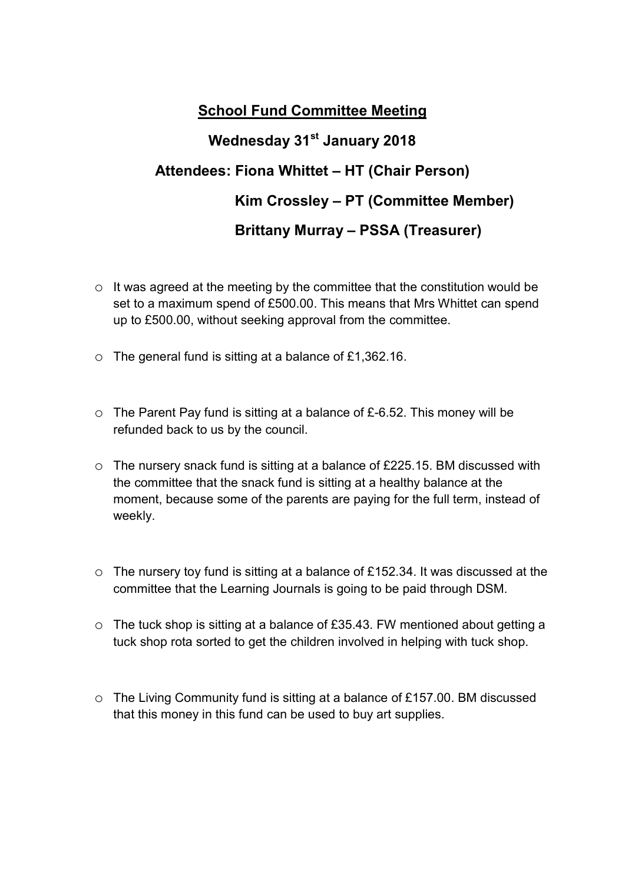## School Fund Committee Meeting

**Wednesday 31st January 2018**

**Attendees: Fiona Whittet – HT (Chair Person)**

**Kim Crossley – PT (Committee Member)**

**Brittany Murray – PSSA (Treasurer)**

- It was agreed at the meeting by the committee that the constitution would be set to a maximum spend of £500.00. This means that Mrs Whittet can spend up to £500.00, without seeking approval from the committee.

- The general fund is sitting at a balance of £1,362.16.

- The Parent Pay fund is sitting at a balance of £-6.52. This money will be refunded back to us by the council.

- The nursery snack fund is sitting at a balance of £225.15. BM discussed with the committee that the snack fund is sitting at a healthy balance at the moment, because some of the parents are paying for the full term, instead of weekly.

- The nursery toy fund is sitting at a balance of £152.34. It was discussed at the committee that the Learning Journals is going to be paid through DSM.

- The tuck shop is sitting at a balance of £35.43. FW mentioned about getting a tuck shop rota sorted to get the children involved in helping with tuck shop.

- The Living Community fund is sitting at a balance of £157.00. BM discussed that this money in this fund can be used to buy art supplies.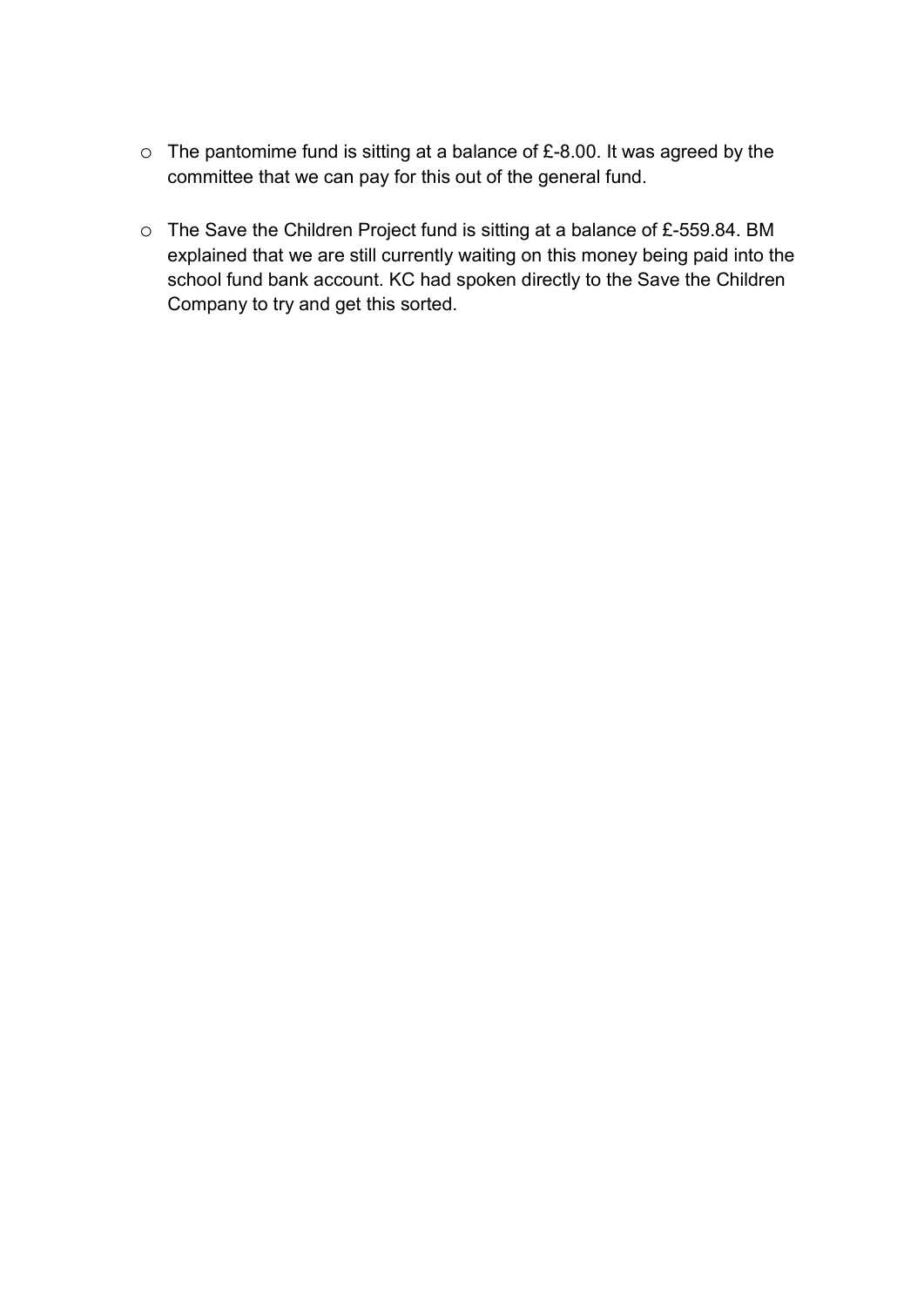- The pantomime fund is sitting at a balance of £-8.00. It was agreed by the committee that we can pay for this out of the general fund.

- The Save the Children Project fund is sitting at a balance of £-559.84. BM explained that we are still currently waiting on this money being paid into the school fund bank account. KC had spoken directly to the Save the Children Company to try and get this sorted.